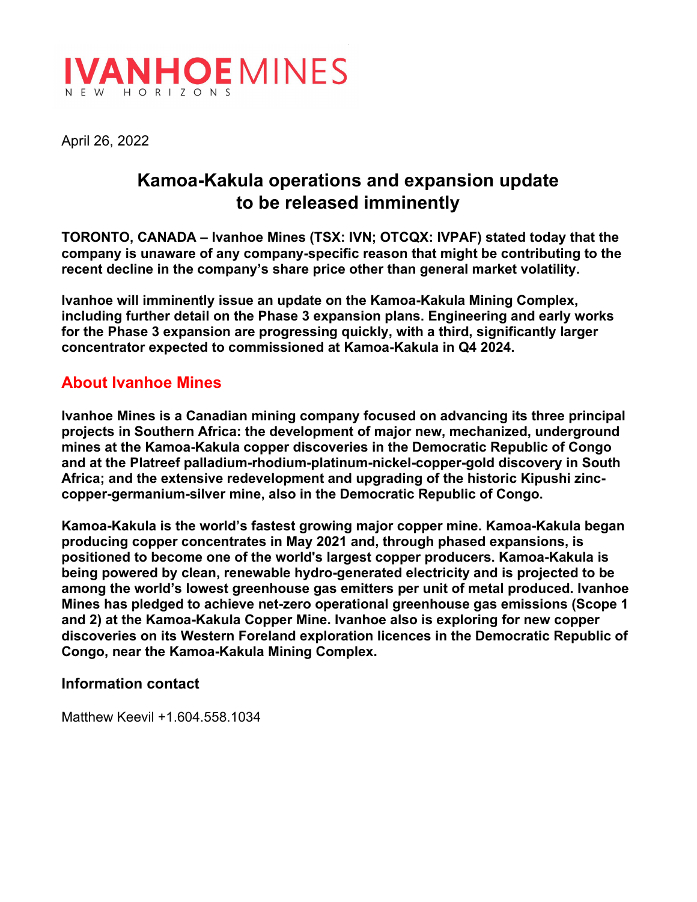IVANHOE MINES
NEW HORIZONS

April 26, 2022

# Kamoa-Kakula operations and expansion update to be released imminently

**TORONTO, CANADA – Ivanhoe Mines (TSX: IVN; OTCQX: IVPAF) stated today that the company is unaware of any company-specific reason that might be contributing to the recent decline in the company's share price other than general market volatility.**

**Ivanhoe will imminently issue an update on the Kamoa-Kakula Mining Complex, including further detail on the Phase 3 expansion plans. Engineering and early works for the Phase 3 expansion are progressing quickly, with a third, significantly larger concentrator expected to commissioned at Kamoa-Kakula in Q4 2024.**

## About Ivanhoe Mines

**Ivanhoe Mines is a Canadian mining company focused on advancing its three principal projects in Southern Africa: the development of major new, mechanized, underground mines at the Kamoa-Kakula copper discoveries in the Democratic Republic of Congo and at the Platreef palladium-rhodium-platinum-nickel-copper-gold discovery in South Africa; and the extensive redevelopment and upgrading of the historic Kipushi zinc-copper-germanium-silver mine, also in the Democratic Republic of Congo.**

**Kamoa-Kakula is the world's fastest growing major copper mine. Kamoa-Kakula began producing copper concentrates in May 2021 and, through phased expansions, is positioned to become one of the world's largest copper producers. Kamoa-Kakula is being powered by clean, renewable hydro-generated electricity and is projected to be among the world's lowest greenhouse gas emitters per unit of metal produced. Ivanhoe Mines has pledged to achieve net-zero operational greenhouse gas emissions (Scope 1 and 2) at the Kamoa-Kakula Copper Mine. Ivanhoe also is exploring for new copper discoveries on its Western Foreland exploration licences in the Democratic Republic of Congo, near the Kamoa-Kakula Mining Complex.**

### Information contact

Matthew Keevil +1.604.558.1034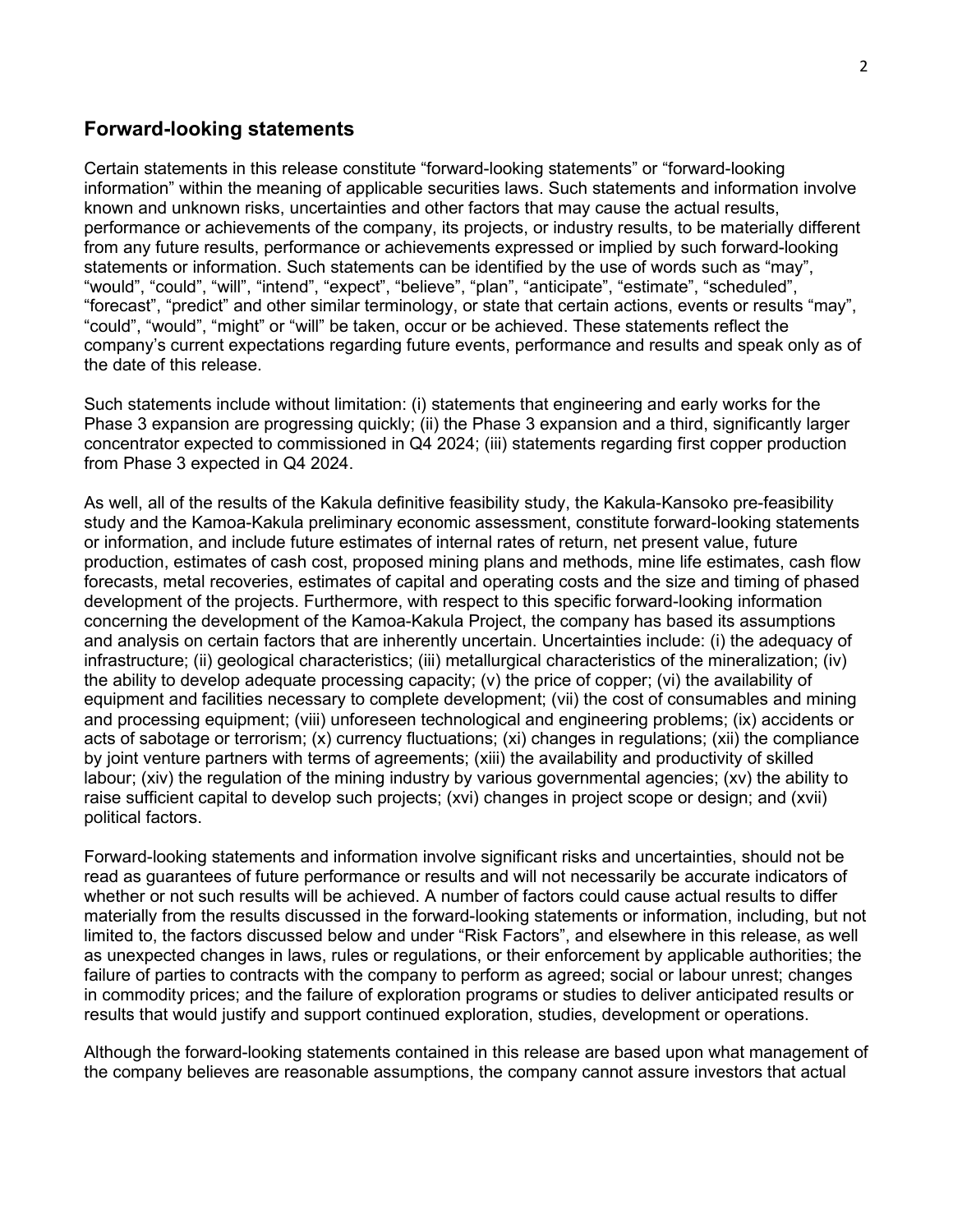## Forward-looking statements

Certain statements in this release constitute “forward-looking statements” or “forward-looking information” within the meaning of applicable securities laws. Such statements and information involve known and unknown risks, uncertainties and other factors that may cause the actual results, performance or achievements of the company, its projects, or industry results, to be materially different from any future results, performance or achievements expressed or implied by such forward-looking statements or information. Such statements can be identified by the use of words such as “may”, “would”, “could”, “will”, “intend”, “expect”, “believe”, “plan”, “anticipate”, “estimate”, “scheduled”, “forecast”, “predict” and other similar terminology, or state that certain actions, events or results “may”, “could”, “would”, “might” or “will” be taken, occur or be achieved. These statements reflect the company’s current expectations regarding future events, performance and results and speak only as of the date of this release.

Such statements include without limitation: (i) statements that engineering and early works for the Phase 3 expansion are progressing quickly; (ii) the Phase 3 expansion and a third, significantly larger concentrator expected to commissioned in Q4 2024; (iii) statements regarding first copper production from Phase 3 expected in Q4 2024.

As well, all of the results of the Kakula definitive feasibility study, the Kakula-Kansoko pre-feasibility study and the Kamoa-Kakula preliminary economic assessment, constitute forward-looking statements or information, and include future estimates of internal rates of return, net present value, future production, estimates of cash cost, proposed mining plans and methods, mine life estimates, cash flow forecasts, metal recoveries, estimates of capital and operating costs and the size and timing of phased development of the projects. Furthermore, with respect to this specific forward-looking information concerning the development of the Kamoa-Kakula Project, the company has based its assumptions and analysis on certain factors that are inherently uncertain. Uncertainties include: (i) the adequacy of infrastructure; (ii) geological characteristics; (iii) metallurgical characteristics of the mineralization; (iv) the ability to develop adequate processing capacity; (v) the price of copper; (vi) the availability of equipment and facilities necessary to complete development; (vii) the cost of consumables and mining and processing equipment; (viii) unforeseen technological and engineering problems; (ix) accidents or acts of sabotage or terrorism; (x) currency fluctuations; (xi) changes in regulations; (xii) the compliance by joint venture partners with terms of agreements; (xiii) the availability and productivity of skilled labour; (xiv) the regulation of the mining industry by various governmental agencies; (xv) the ability to raise sufficient capital to develop such projects; (xvi) changes in project scope or design; and (xvii) political factors.

Forward-looking statements and information involve significant risks and uncertainties, should not be read as guarantees of future performance or results and will not necessarily be accurate indicators of whether or not such results will be achieved. A number of factors could cause actual results to differ materially from the results discussed in the forward-looking statements or information, including, but not limited to, the factors discussed below and under “Risk Factors”, and elsewhere in this release, as well as unexpected changes in laws, rules or regulations, or their enforcement by applicable authorities; the failure of parties to contracts with the company to perform as agreed; social or labour unrest; changes in commodity prices; and the failure of exploration programs or studies to deliver anticipated results or results that would justify and support continued exploration, studies, development or operations.

Although the forward-looking statements contained in this release are based upon what management of the company believes are reasonable assumptions, the company cannot assure investors that actual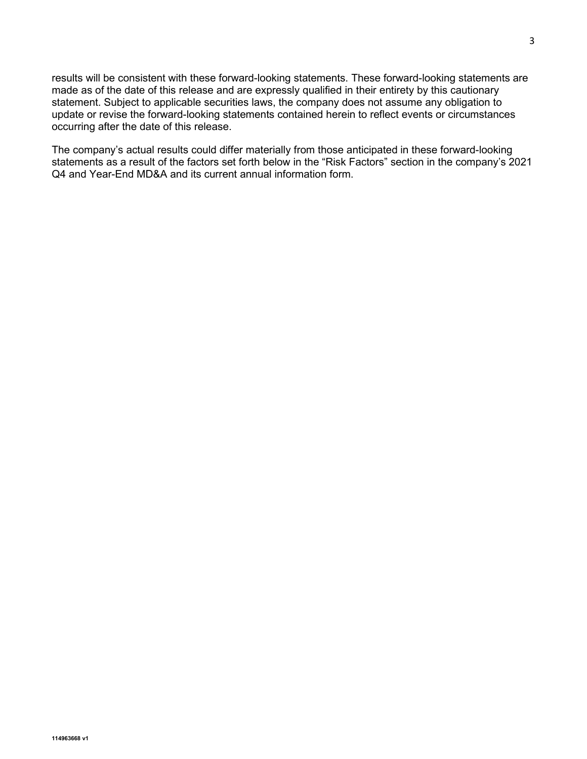results will be consistent with these forward-looking statements. These forward-looking statements are made as of the date of this release and are expressly qualified in their entirety by this cautionary statement. Subject to applicable securities laws, the company does not assume any obligation to update or revise the forward-looking statements contained herein to reflect events or circumstances occurring after the date of this release.

The company's actual results could differ materially from those anticipated in these forward-looking statements as a result of the factors set forth below in the "Risk Factors" section in the company's 2021 Q4 and Year-End MD&A and its current annual information form.